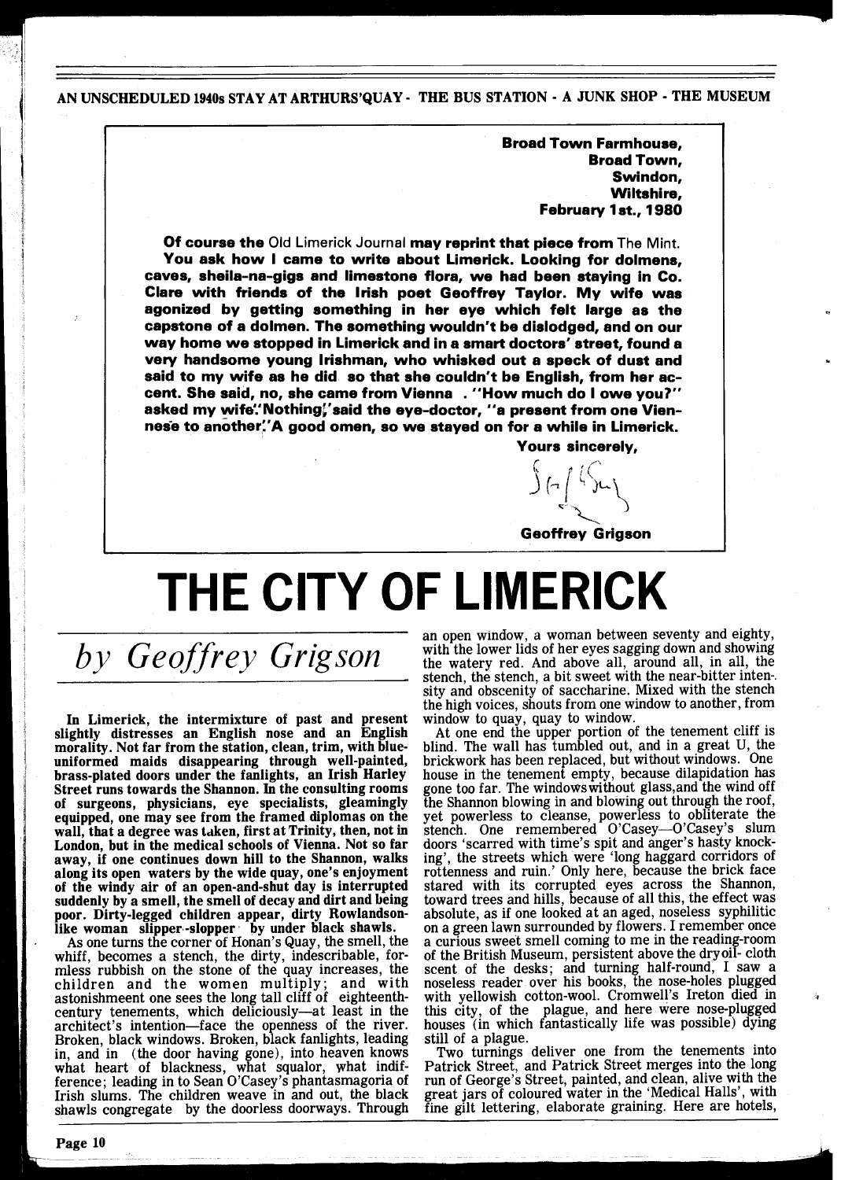AN UNSCHEDULED 1940s STAY AT ARTHURS'QUAY - THE BUS STATION - A JUNK SHOP - THE MUSEUM

**Broad Town Farmhouse,**
**Broad Town,**
**Swindon,**
**Wiltshire,**
**February 1st., 1980**

**Of course the** Old Limerick Journal **may reprint that piece from** The Mint. **You ask how I came to write about Limerick. Looking for dolmens, caves, sheila-na-gigs and limestone flora, we had been staying in Co. Clare with friends of the Irish poet Geoffrey Taylor. My wife was agonized by getting something in her eye which felt large as the capstone of a dolmen. The something wouldn't be dislodged, and on our way home we stopped in Limerick and in a smart doctors' street, found a very handsome young Irishman, who whisked out a speck of dust and said to my wife as he did so that she couldn't be English, from her accent. She said, no, she came from Vienna. "How much do I owe you?" asked my wife."Nothing,"said the eye-doctor, "a present from one Viennese to another."A good omen, so we stayed on for a while in Limerick.**

**Yours sincerely,**

**Geoffrey Grigson**

# THE CITY OF LIMERICK

## *by Geoffrey Grigson*

**In Limerick, the intermixture of past and present slightly distresses an English nose and an English morality. Not far from the station, clean, trim, with blue-uniformed maids disappearing through well-painted, brass-plated doors under the fanlights, an Irish Harley Street runs towards the Shannon. In the consulting rooms of surgeons, physicians, eye specialists, gleamingly equipped, one may see from the framed diplomas on the wall, that a degree was taken, first at Trinity, then, not in London, but in the medical schools of Vienna. Not so far away, if one continues down hill to the Shannon, walks along its open waters by the wide quay, one's enjoyment of the windy air of an open-and-shut day is interrupted suddenly by a smell, the smell of decay and dirt and being poor. Dirty-legged children appear, dirty Rowlandson-like woman slipper-slopper by under black shawls.**

As one turns the corner of Honan's Quay, the smell, the whiff, becomes a stench, the dirty, indescribable, formless rubbish on the stone of the quay increases, the children and the women multiply; and with astonishmeent one sees the long tall cliff of eighteenth-century tenements, which deliciously—at least in the architect's intention—face the openness of the river. Broken, black windows. Broken, black fanlights, leading in, and in (the door having gone), into heaven knows what heart of blackness, what squalor, what indifference; leading in to Sean O'Casey's phantasmagoria of Irish slums. The children weave in and out, the black shawls congregate by the doorless doorways. Through an open window, a woman between seventy and eighty, with the lower lids of her eyes sagging down and showing the watery red. And above all, around all, in all, the stench, the stench, a bit sweet with the near-bitter intensity and obscenity of saccharine. Mixed with the stench the high voices, shouts from one window to another, from window to quay, quay to window.

At one end the upper portion of the tenement cliff is blind. The wall has tumbled out, and in a great U, the brickwork has been replaced, but without windows. One house in the tenement empty, because dilapidation has gone too far. The windows without glass, and the wind off the Shannon blowing in and blowing out through the roof, yet powerless to cleanse, powerless to obliterate the stench. One remembered O'Casey—O'Casey's slum doors 'scarred with time's spit and anger's hasty knocking', the streets which were 'long haggard corridors of rottenness and ruin.' Only here, because the brick face stared with its corrupted eyes across the Shannon, toward trees and hills, because of all this, the effect was absolute, as if one looked at an aged, noseless syphilitic on a green lawn surrounded by flowers. I remember once a curious sweet smell coming to me in the reading-room of the British Museum, persistent above the dry oil- cloth scent of the desks; and turning half-round, I saw a noseless reader over his books, the nose-holes plugged with yellowish cotton-wool. Cromwell's Ireton died in this city, of the plague, and here were nose-plugged houses (in which fantastically life was possible) dying still of a plague.

Two turnings deliver one from the tenements into Patrick Street, and Patrick Street merges into the long run of George's Street, painted, and clean, alive with the great jars of coloured water in the 'Medical Halls', with fine gilt lettering, elaborate graining. Here are hotels,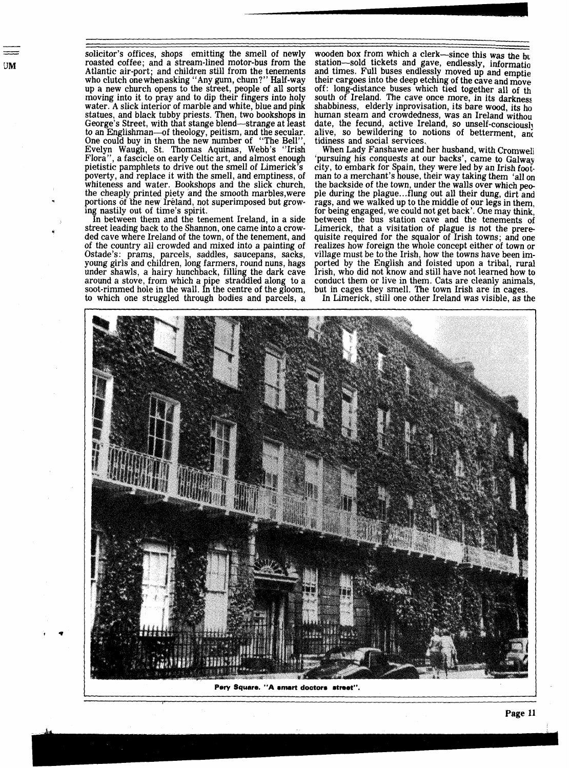solicitor's offices, shops emitting the smell of newly roasted coffee; and a stream-lined motor-bus from the Atlantic air-port; and children still from the tenements who clutch one when asking "Any gum, chum?" Half-way up a new church opens to the street, people of all sorts moving into it to pray and to dip their fingers into holy water. A slick interior of marble and white, blue and pink statues, and black tubby priests. Then, two bookshops in George's Street, with that stange blend—strange at least to an Englishman—of theology, peitism, and the secular. One could buy in them the new number of "The Bell", Evelyn Waugh, St. Thomas Aquinas, Webb's "Irish Flora", a fascicle on early Celtic art, and almost enough pietistic pamphlets to drive out the smell of Limerick's poverty, and replace it with the smell, and emptiness, of whiteness and water. Bookshops and the slick church, the cheaply printed piety and the smooth marbles,were portions of the new Ireland, not superimposed but growing nastily out of time's spirit.

In between them and the tenement Ireland, in a side street leading back to the Shannon, one came into a crowded cave where Ireland of the town, of the tenement, and of the country all crowded and mixed into a painting of Ostade's: prams, parcels, saddles, saucepans, sacks, young girls and children, long farmers, round nuns, hags under shawls, a hairy hunchback, filling the dark cave around a stove, from which a pipe straddled along to a soot-rimmed hole in the wall. In the centre of the gloom, to which one struggled through bodies and parcels, a wooden box from which a clerk—since this was the bu station—sold tickets and gave, endlessly, informatio and times. Full buses endlessly moved up and emptie their cargoes into the deep etching of the cave and move off: long-distance buses which tied together all of th south of Ireland. The cave once more, in its darkness shabbiness, elderly inprovisation, its bare wood, its ho human steam and crowdedness, was an Ireland withou date, the fecund, active Ireland, so unself-consciousl alive, so bewildering to notions of betterment, anc tidiness and social services.

When Lady Fanshawe and her husband, with Cromwell 'pursuing his conquests at our backs', came to Galway city, to embark for Spain, they were led by an Irish footman to a merchant's house, their way taking them 'all on the backside of the town, under the walls over which people during the plague...flung out all their dung, dirt and rags, and we walked up to the middle of our legs in them, for being engaged, we could not get back'. One may think, between the bus station cave and the tenements of Limerick, that a visitation of plague is not the prerequisite required for the squalor of Irish towns; and one realizes how foreign the whole concept either of town or village must be to the Irish, how the towns have been imported by the English and foisted upon a tribal, rural Irish, who did not know and still have not learned how to conduct them or live in them. Cats are cleanly animals, but in cages they smell. The town Irish are in cages.

In Limerick, still one other Ireland was visible, as the

**Pery Square. "A smart doctors street".**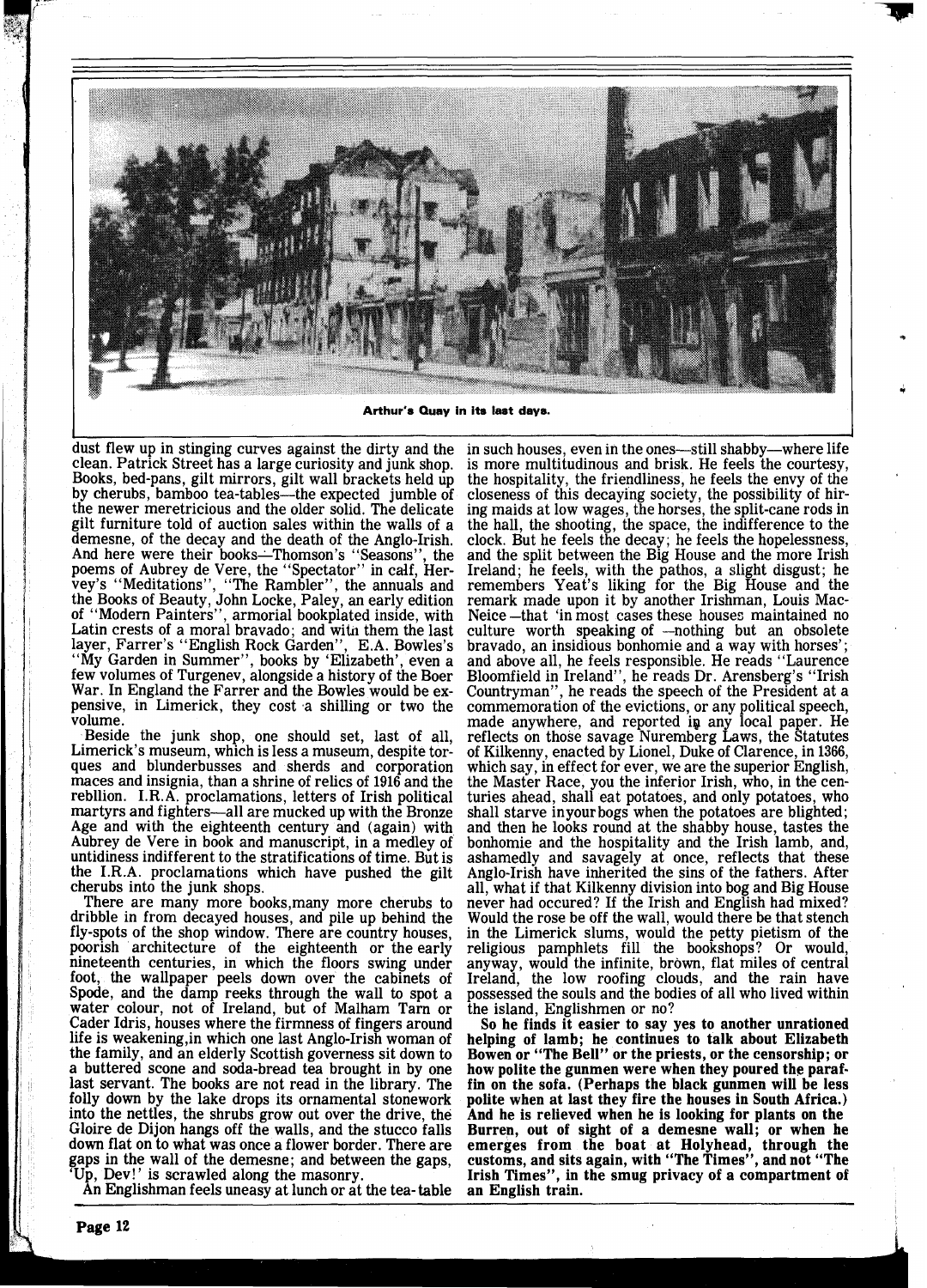Arthur's Quay in its last days.

dust flew up in stinging curves against the dirty and the clean. Patrick Street has a large curiosity and junk shop. Books, bed-pans, gilt mirrors, gilt wall brackets held up by cherubs, bamboo tea-tables—the expected jumble of the newer meretricious and the older solid. The delicate gilt furniture told of auction sales within the walls of a demesne, of the decay and the death of the Anglo-Irish. And here were their books—Thomson's "Seasons", the poems of Aubrey de Vere, the "Spectator" in calf, Hervey's "Meditations", "The Rambler", the annuals and the Books of Beauty, John Locke, Paley, an early edition of "Modern Painters", armorial bookplated inside, with Latin crests of a moral bravado; and with them the last layer, Farrer's "English Rock Garden", E.A. Bowles's "My Garden in Summer", books by 'Elizabeth', even a few volumes of Turgenev, alongside a history of the Boer War. In England the Farrer and the Bowles would be expensive, in Limerick, they cost a shilling or two the volume.

Beside the junk shop, one should set, last of all, Limerick's museum, which is less a museum, despite torques and blunderbusses and sherds and corporation maces and insignia, than a shrine of relics of 1916 and the rebllion. I.R.A. proclamations, letters of Irish political martyrs and fighters—all are mucked up with the Bronze Age and with the eighteenth century and (again) with Aubrey de Vere in book and manuscript, in a medley of untidiness indifferent to the stratifications of time. But is the I.R.A. proclamations which have pushed the gilt cherubs into the junk shops.

There are many more books,many more cherubs to dribble in from decayed houses, and pile up behind the fly-spots of the shop window. There are country houses, poorish architecture of the eighteenth or the early nineteenth centuries, in which the floors swing under foot, the wallpaper peels down over the cabinets of Spode, and the damp reeks through the wall to spot a water colour, not of Ireland, but of Malham Tarn or Cader Idris, houses where the firmness of fingers around life is weakening,in which one last Anglo-Irish woman of the family, and an elderly Scottish governess sit down to a buttered scone and soda-bread tea brought in by one last servant. The books are not read in the library. The folly down by the lake drops its ornamental stonework into the nettles, the shrubs grow out over the drive, the Gloire de Dijon hangs off the walls, and the stucco falls down flat on to what was once a flower border. There are gaps in the wall of the demesne; and between the gaps, 'Up, Dev!' is scrawled along the masonry.

An Englishman feels uneasy at lunch or at the tea-table in such houses, even in the ones—still shabby—where life is more multitudinous and brisk. He feels the courtesy, the hospitality, the friendliness, he feels the envy of the closeness of this decaying society, the possibility of hiring maids at low wages, the horses, the split-cane rods in the hall, the shooting, the space, the indifference to the clock. But he feels the decay; he feels the hopelessness, and the split between the Big House and the more Irish Ireland; he feels, with the pathos, a slight disgust; he remembers Yeat's liking for the Big House and the remark made upon it by another Irishman, Louis MacNeice—that 'in most cases these houses maintained no culture worth speaking of —nothing but an obsolete bravado, an insidious bonhomie and a way with horses'; and above all, he feels responsible. He reads "Laurence Bloomfield in Ireland", he reads Dr. Arensberg's "Irish Countryman", he reads the speech of the President at a commemoration of the evictions, or any political speech, made anywhere, and reported in any local paper. He reflects on those savage Nuremberg Laws, the Statutes of Kilkenny, enacted by Lionel, Duke of Clarence, in 1366, which say, in effect for ever, we are the superior English, the Master Race, you the inferior Irish, who, in the centuries ahead, shall eat potatoes, and only potatoes, who shall starve inyour bogs when the potatoes are blighted; and then he looks round at the shabby house, tastes the bonhomie and the hospitality and the Irish lamb, and, ashamedly and savagely at once, reflects that these Anglo-Irish have inherited the sins of the fathers. After all, what if that Kilkenny division into bog and Big House never had occured? If the Irish and English had mixed? Would the rose be off the wall, would there be that stench in the Limerick slums, would the petty pietism of the religious pamphlets fill the bookshops? Or would, anyway, would the infinite, brown, flat miles of central Ireland, the low roofing clouds, and the rain have possessed the souls and the bodies of all who lived within the island, Englishmen or no?

**So he finds it easier to say yes to another unrationed helping of lamb; he continues to talk about Elizabeth Bowen or "The Bell" or the priests, or the censorship; or how polite the gunmen were when they poured the paraffin on the sofa. (Perhaps the black gunmen will be less polite when at last they fire the houses in South Africa.) And he is relieved when he is looking for plants on the Burren, out of sight of a demesne wall; or when he emerges from the boat at Holyhead, through the customs, and sits again, with "The Times", and not "The Irish Times", in the smug privacy of a compartment of an English train.**